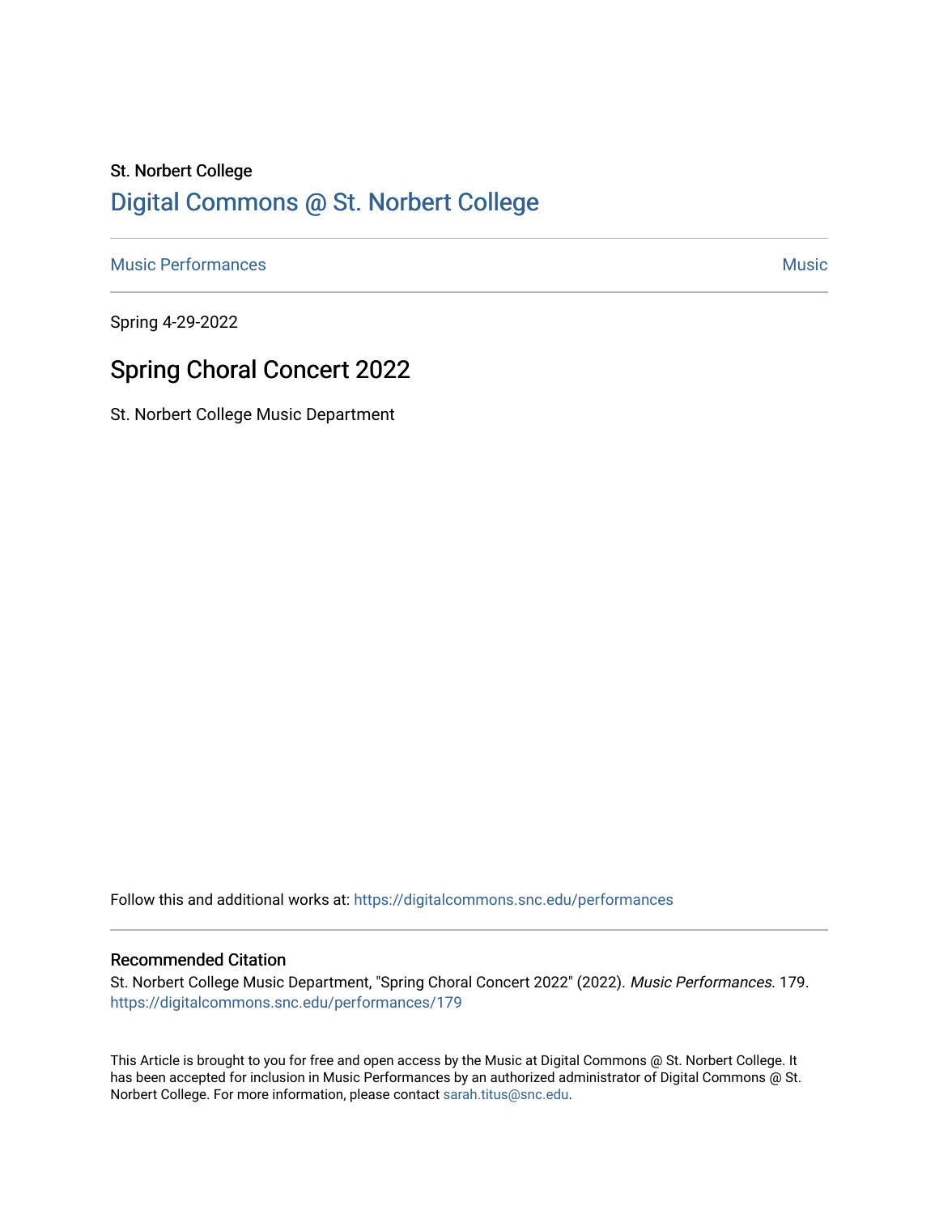St. Norbert College

## Digital Commons @ St. Norbert College

Music Performances | Music

Spring 4-29-2022

# Spring Choral Concert 2022

St. Norbert College Music Department

Follow this and additional works at: https://digitalcommons.snc.edu/performances

### Recommended Citation

St. Norbert College Music Department, "Spring Choral Concert 2022" (2022). *Music Performances*. 179.
https://digitalcommons.snc.edu/performances/179

This Article is brought to you for free and open access by the Music at Digital Commons @ St. Norbert College. It has been accepted for inclusion in Music Performances by an authorized administrator of Digital Commons @ St. Norbert College. For more information, please contact sarah.titus@snc.edu.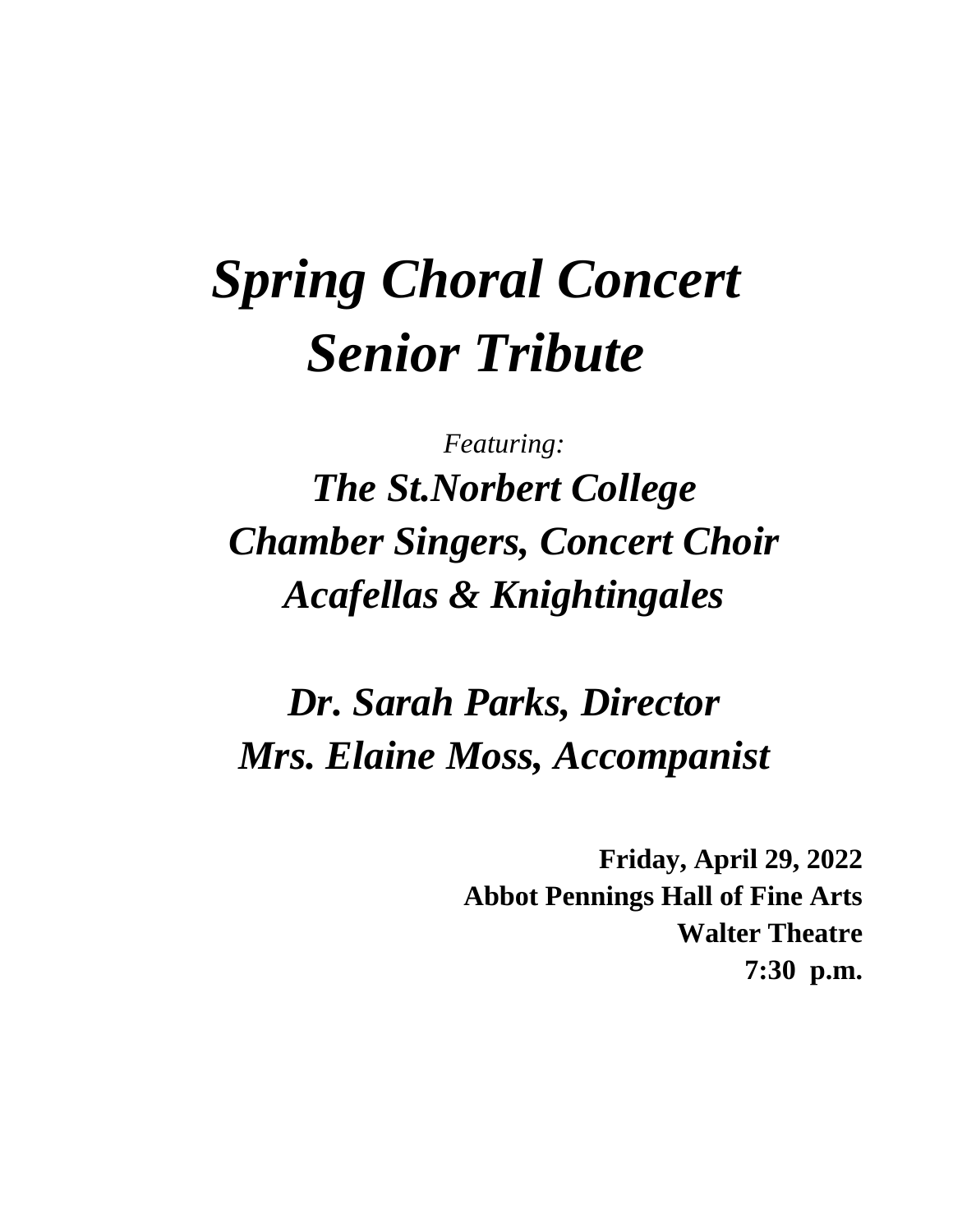# *Spring Choral Concert*
# *Senior Tribute*

*Featuring:*

## *The St.Norbert College*
## *Chamber Singers, Concert Choir*
## *Acafellas & Knightingales*

## *Dr. Sarah Parks, Director*
## *Mrs. Elaine Moss, Accompanist*

**Friday, April 29, 2022**
**Abbot Pennings Hall of Fine Arts**
**Walter Theatre**
**7:30 p.m.**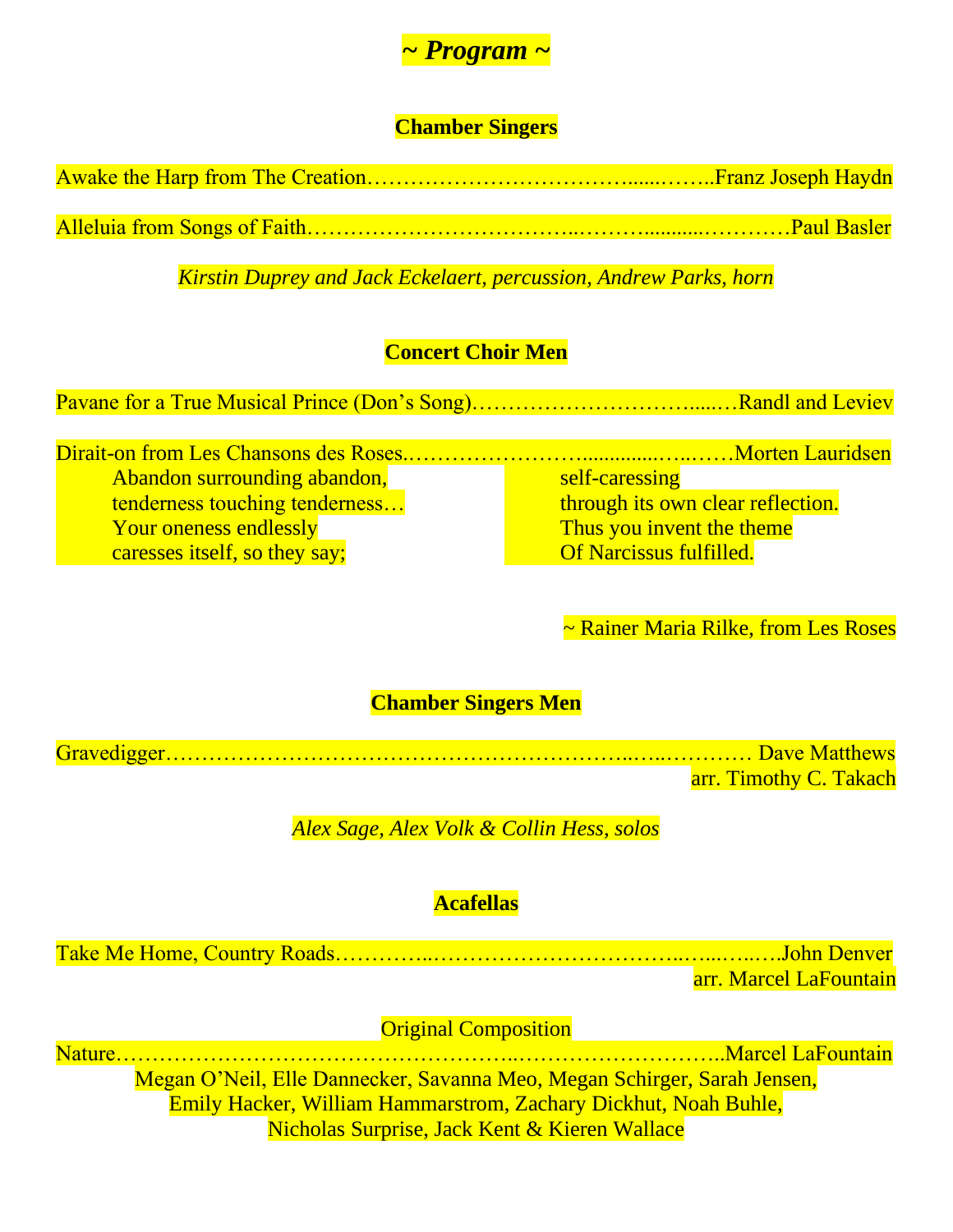# *~ Program ~*

## Chamber Singers

Awake the Harp from The Creation……………………………….....……..Franz Joseph Haydn

Alleluia from Songs of Faith……………………………..………..........…………Paul Basler

*Kirstin Duprey and Jack Eckelaert, percussion, Andrew Parks, horn*

## Concert Choir Men

Pavane for a True Musical Prince (Don's Song)…………………………....…Randl and Leviev

Dirait-on from Les Chansons des Roses.……………………...............…..……Morten Lauridsen

Abandon surrounding abandon,
tenderness touching tenderness…
Your oneness endlessly
caresses itself, so they say;
self-caressing
through its own clear reflection.
Thus you invent the theme
Of Narcissus fulfilled.

~ Rainer Maria Rilke, from Les Roses

## Chamber Singers Men

Gravedigger……………………………………………………..…..………… Dave Matthews
arr. Timothy C. Takach

*Alex Sage, Alex Volk & Collin Hess, solos*

## Acafellas

Take Me Home, Country Roads…………..……………………………..…...…..….John Denver
arr. Marcel LaFountain

Original Composition
Nature……………………………………………..……………………..Marcel LaFountain

Megan O'Neil, Elle Dannecker, Savanna Meo, Megan Schirger, Sarah Jensen, Emily Hacker, William Hammarstrom, Zachary Dickhut, Noah Buhle, Nicholas Surprise, Jack Kent & Kieren Wallace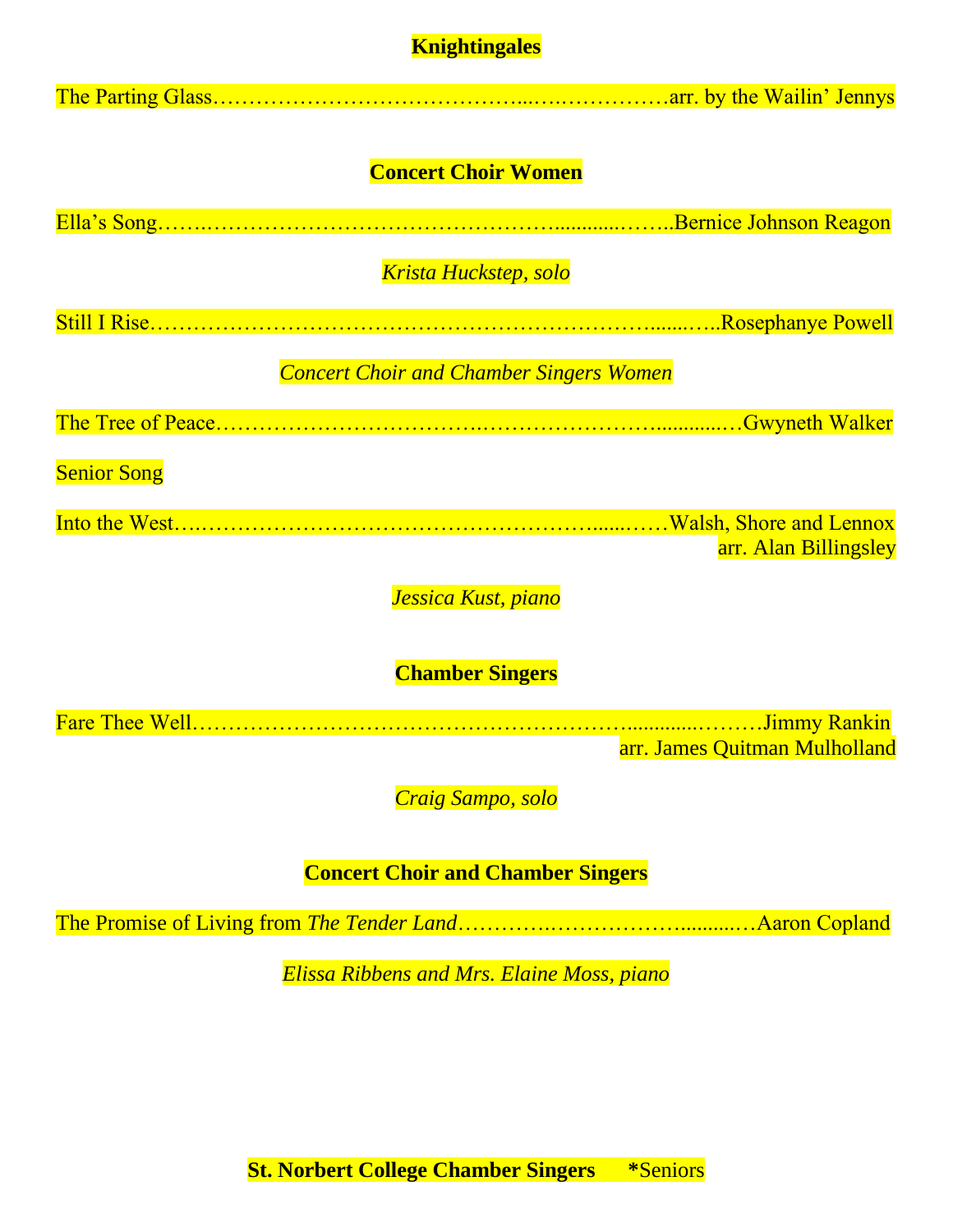**Knightingales**

The Parting Glass……………………………………...….………………arr. by the Wailin' Jennys

**Concert Choir Women**

Ella's Song…….…………………………………………...........……..Bernice Johnson Reagon

*Krista Huckstep, solo*

Still I Rise…………………………………………………………......…..Rosephanye Powell

*Concert Choir and Chamber Singers Women*

The Tree of Peace……………………………….……………………...........…Gwyneth Walker

Senior Song

Into the West….…………………………………………………......……Walsh, Shore and Lennox
arr. Alan Billingsley

*Jessica Kust, piano*

**Chamber Singers**

Fare Thee Well…………………………………………………...........………Jimmy Rankin
arr. James Quitman Mulholland

*Craig Sampo, solo*

**Concert Choir and Chamber Singers**

The Promise of Living from *The Tender Land*………….……………….........…Aaron Copland

*Elissa Ribbens and Mrs. Elaine Moss, piano*

**St. Norbert College Chamber Singers** *Seniors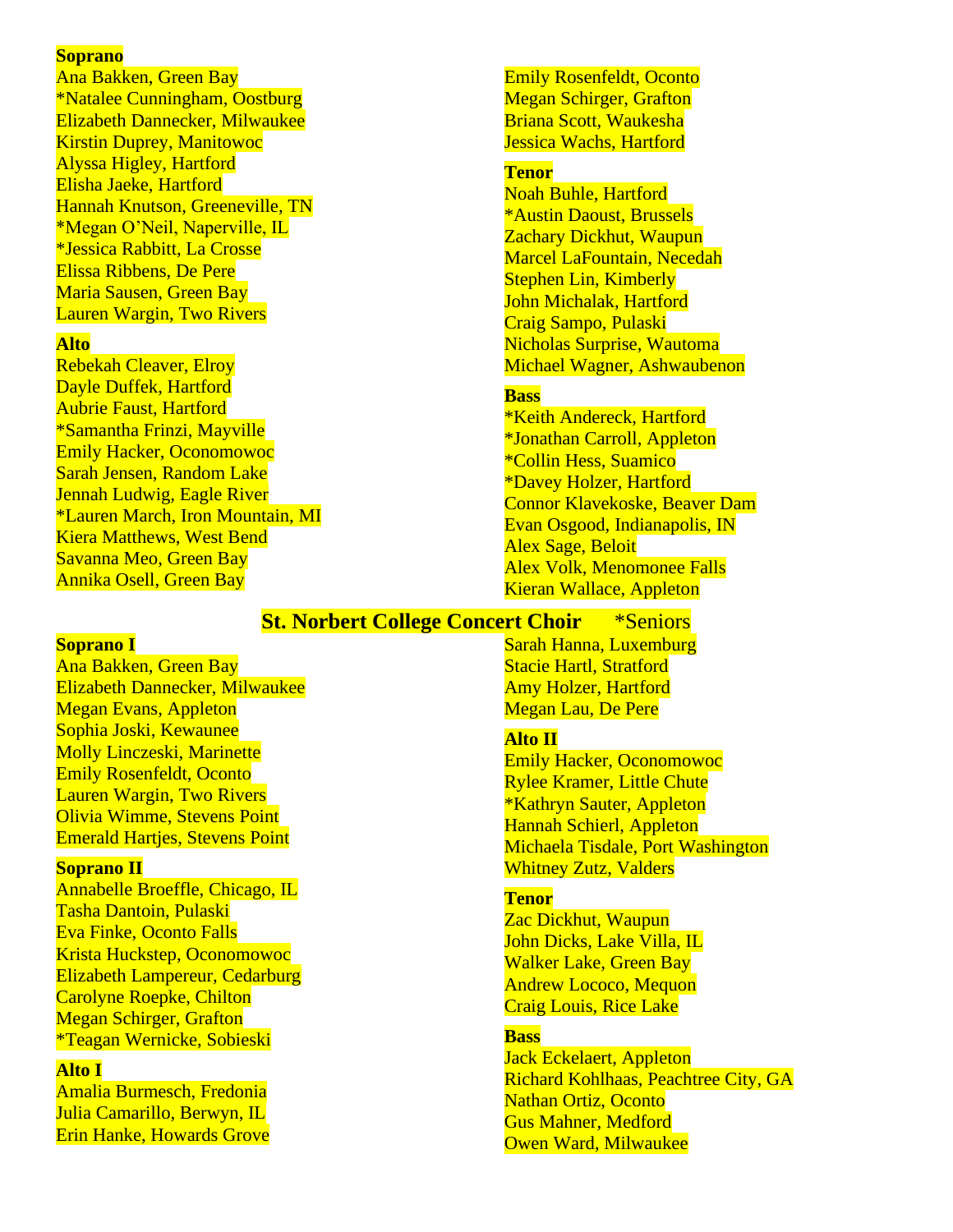**Soprano**

Ana Bakken, Green Bay
*Natalee Cunningham, Oostburg
Elizabeth Dannecker, Milwaukee
Kirstin Duprey, Manitowoc
Alyssa Higley, Hartford
Elisha Jaeke, Hartford
Hannah Knutson, Greeneville, TN
*Megan O'Neil, Naperville, IL
*Jessica Rabbitt, La Crosse
Elissa Ribbens, De Pere
Maria Sausen, Green Bay
Lauren Wargin, Two Rivers

**Alto**

Rebekah Cleaver, Elroy
Dayle Duffek, Hartford
Aubrie Faust, Hartford
*Samantha Frinzi, Mayville
Emily Hacker, Oconomowoc
Sarah Jensen, Random Lake
Jennah Ludwig, Eagle River
*Lauren March, Iron Mountain, MI
Kiera Matthews, West Bend
Savanna Meo, Green Bay
Annika Osell, Green Bay
Emily Rosenfeldt, Oconto
Megan Schirger, Grafton
Briana Scott, Waukesha
Jessica Wachs, Hartford

**Tenor**

Noah Buhle, Hartford
*Austin Daoust, Brussels
Zachary Dickhut, Waupun
Marcel LaFountain, Necedah
Stephen Lin, Kimberly
John Michalak, Hartford
Craig Sampo, Pulaski
Nicholas Surprise, Wautoma
Michael Wagner, Ashwaubenon

**Bass**

*Keith Andereck, Hartford
*Jonathan Carroll, Appleton
*Collin Hess, Suamico
*Davey Holzer, Hartford
Connor Klavekoske, Beaver Dam
Evan Osgood, Indianapolis, IN
Alex Sage, Beloit
Alex Volk, Menomonee Falls
Kieran Wallace, Appleton

## St. Norbert College Concert Choir

*Seniors

**Soprano I**

Ana Bakken, Green Bay
Elizabeth Dannecker, Milwaukee
Megan Evans, Appleton
Sophia Joski, Kewaunee
Molly Linczeski, Marinette
Emily Rosenfeldt, Oconto
Lauren Wargin, Two Rivers
Olivia Wimme, Stevens Point
Emerald Hartjes, Stevens Point

**Soprano II**

Annabelle Broeffle, Chicago, IL
Tasha Dantoin, Pulaski
Eva Finke, Oconto Falls
Krista Huckstep, Oconomowoc
Elizabeth Lampereur, Cedarburg
Carolyne Roepke, Chilton
Megan Schirger, Grafton
*Teagan Wernicke, Sobieski

**Alto I**

Amalia Burmesch, Fredonia
Julia Camarillo, Berwyn, IL
Erin Hanke, Howards Grove
Sarah Hanna, Luxemburg
Stacie Hartl, Stratford
Amy Holzer, Hartford
Megan Lau, De Pere

**Alto II**

Emily Hacker, Oconomowoc
Rylee Kramer, Little Chute
*Kathryn Sauter, Appleton
Hannah Schierl, Appleton
Michaela Tisdale, Port Washington
Whitney Zutz, Valders

**Tenor**

Zac Dickhut, Waupun
John Dicks, Lake Villa, IL
Walker Lake, Green Bay
Andrew Lococo, Mequon
Craig Louis, Rice Lake

**Bass**

Jack Eckelaert, Appleton
Richard Kohlhaas, Peachtree City, GA
Nathan Ortiz, Oconto
Gus Mahner, Medford
Owen Ward, Milwaukee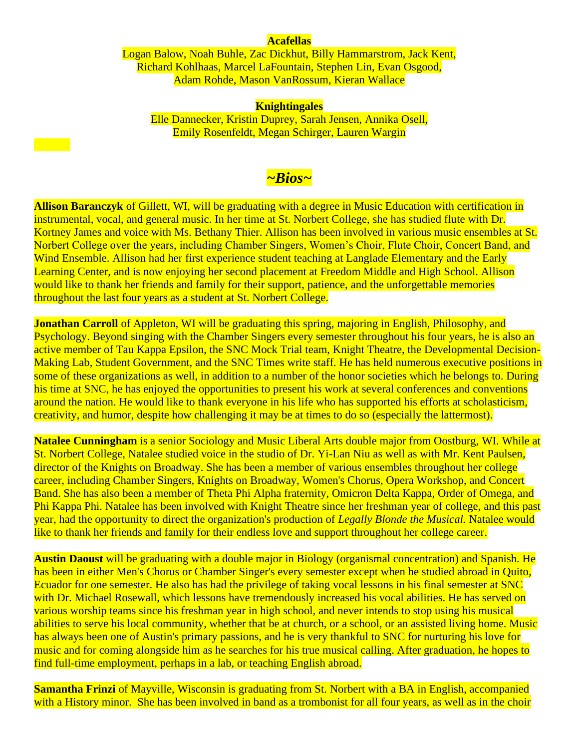**Acafellas**

Logan Balow, Noah Buhle, Zac Dickhut, Billy Hammarstrom, Jack Kent, Richard Kohlhaas, Marcel LaFountain, Stephen Lin, Evan Osgood, Adam Rohde, Mason VanRossum, Kieran Wallace

**Knightingales**

Elle Dannecker, Kristin Duprey, Sarah Jensen, Annika Osell, Emily Rosenfeldt, Megan Schirger, Lauren Wargin

## *~Bios~*

**Allison Baranczyk** of Gillett, WI, will be graduating with a degree in Music Education with certification in instrumental, vocal, and general music. In her time at St. Norbert College, she has studied flute with Dr. Kortney James and voice with Ms. Bethany Thier. Allison has been involved in various music ensembles at St. Norbert College over the years, including Chamber Singers, Women's Choir, Flute Choir, Concert Band, and Wind Ensemble. Allison had her first experience student teaching at Langlade Elementary and the Early Learning Center, and is now enjoying her second placement at Freedom Middle and High School. Allison would like to thank her friends and family for their support, patience, and the unforgettable memories throughout the last four years as a student at St. Norbert College.

**Jonathan Carroll** of Appleton, WI will be graduating this spring, majoring in English, Philosophy, and Psychology. Beyond singing with the Chamber Singers every semester throughout his four years, he is also an active member of Tau Kappa Epsilon, the SNC Mock Trial team, Knight Theatre, the Developmental Decision-Making Lab, Student Government, and the SNC Times write staff. He has held numerous executive positions in some of these organizations as well, in addition to a number of the honor societies which he belongs to. During his time at SNC, he has enjoyed the opportunities to present his work at several conferences and conventions around the nation. He would like to thank everyone in his life who has supported his efforts at scholasticism, creativity, and humor, despite how challenging it may be at times to do so (especially the lattermost).

**Natalee Cunningham** is a senior Sociology and Music Liberal Arts double major from Oostburg, WI. While at St. Norbert College, Natalee studied voice in the studio of Dr. Yi-Lan Niu as well as with Mr. Kent Paulsen, director of the Knights on Broadway. She has been a member of various ensembles throughout her college career, including Chamber Singers, Knights on Broadway, Women's Chorus, Opera Workshop, and Concert Band. She has also been a member of Theta Phi Alpha fraternity, Omicron Delta Kappa, Order of Omega, and Phi Kappa Phi. Natalee has been involved with Knight Theatre since her freshman year of college, and this past year, had the opportunity to direct the organization's production of *Legally Blonde the Musical.* Natalee would like to thank her friends and family for their endless love and support throughout her college career.

**Austin Daoust** will be graduating with a double major in Biology (organismal concentration) and Spanish. He has been in either Men's Chorus or Chamber Singer's every semester except when he studied abroad in Quito, Ecuador for one semester. He also has had the privilege of taking vocal lessons in his final semester at SNC with Dr. Michael Rosewall, which lessons have tremendously increased his vocal abilities. He has served on various worship teams since his freshman year in high school, and never intends to stop using his musical abilities to serve his local community, whether that be at church, or a school, or an assisted living home. Music has always been one of Austin's primary passions, and he is very thankful to SNC for nurturing his love for music and for coming alongside him as he searches for his true musical calling. After graduation, he hopes to find full-time employment, perhaps in a lab, or teaching English abroad.

**Samantha Frinzi** of Mayville, Wisconsin is graduating from St. Norbert with a BA in English, accompanied with a History minor. She has been involved in band as a trombonist for all four years, as well as in the choir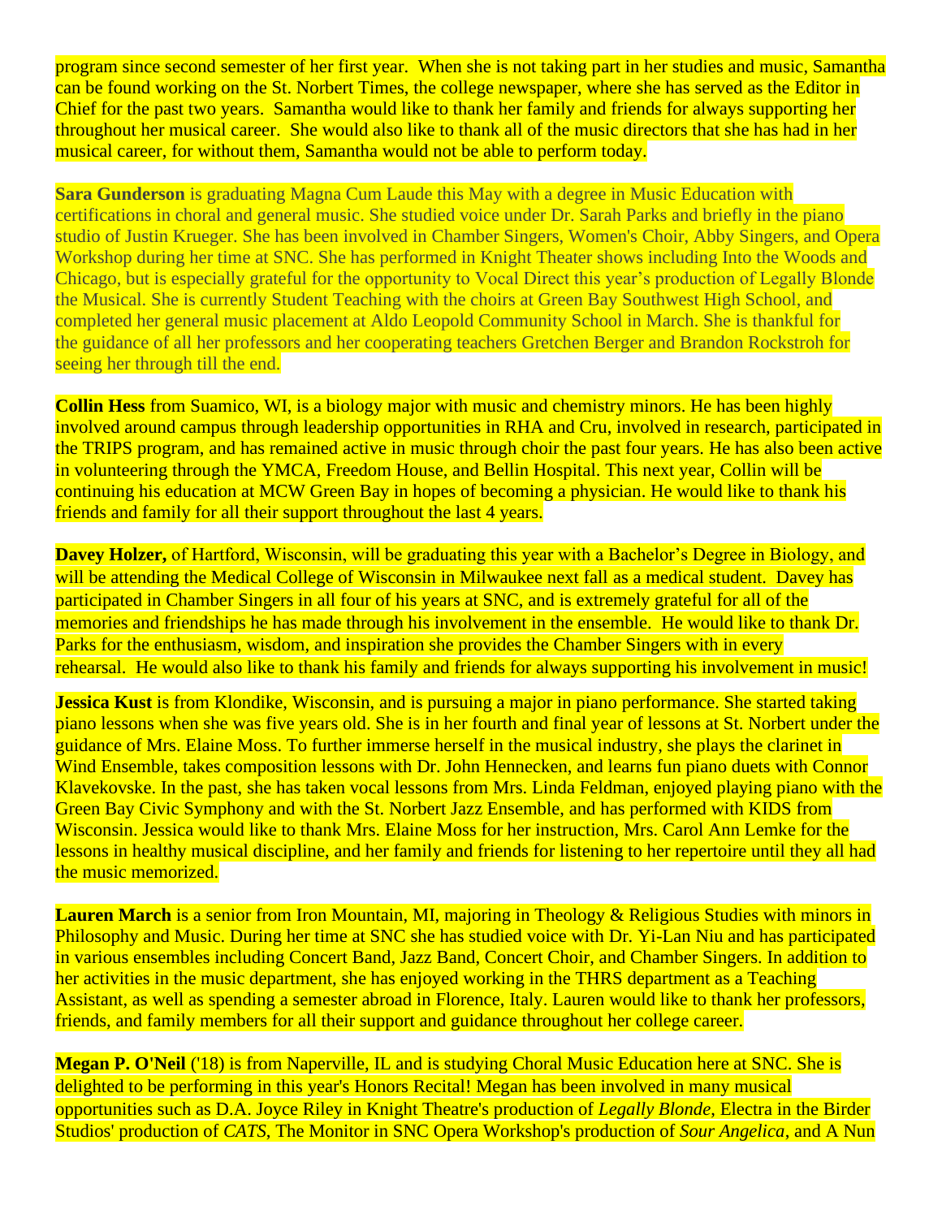program since second semester of her first year. When she is not taking part in her studies and music, Samantha can be found working on the St. Norbert Times, the college newspaper, where she has served as the Editor in Chief for the past two years. Samantha would like to thank her family and friends for always supporting her throughout her musical career. She would also like to thank all of the music directors that she has had in her musical career, for without them, Samantha would not be able to perform today.

**Sara Gunderson** is graduating Magna Cum Laude this May with a degree in Music Education with certifications in choral and general music. She studied voice under Dr. Sarah Parks and briefly in the piano studio of Justin Krueger. She has been involved in Chamber Singers, Women's Choir, Abby Singers, and Opera Workshop during her time at SNC. She has performed in Knight Theater shows including Into the Woods and Chicago, but is especially grateful for the opportunity to Vocal Direct this year's production of Legally Blonde the Musical. She is currently Student Teaching with the choirs at Green Bay Southwest High School, and completed her general music placement at Aldo Leopold Community School in March. She is thankful for the guidance of all her professors and her cooperating teachers Gretchen Berger and Brandon Rockstroh for seeing her through till the end.

**Collin Hess** from Suamico, WI, is a biology major with music and chemistry minors. He has been highly involved around campus through leadership opportunities in RHA and Cru, involved in research, participated in the TRIPS program, and has remained active in music through choir the past four years. He has also been active in volunteering through the YMCA, Freedom House, and Bellin Hospital. This next year, Collin will be continuing his education at MCW Green Bay in hopes of becoming a physician. He would like to thank his friends and family for all their support throughout the last 4 years.

**Davey Holzer,** of Hartford, Wisconsin, will be graduating this year with a Bachelor's Degree in Biology, and will be attending the Medical College of Wisconsin in Milwaukee next fall as a medical student. Davey has participated in Chamber Singers in all four of his years at SNC, and is extremely grateful for all of the memories and friendships he has made through his involvement in the ensemble. He would like to thank Dr. Parks for the enthusiasm, wisdom, and inspiration she provides the Chamber Singers with in every rehearsal. He would also like to thank his family and friends for always supporting his involvement in music!

**Jessica Kust** is from Klondike, Wisconsin, and is pursuing a major in piano performance. She started taking piano lessons when she was five years old. She is in her fourth and final year of lessons at St. Norbert under the guidance of Mrs. Elaine Moss. To further immerse herself in the musical industry, she plays the clarinet in Wind Ensemble, takes composition lessons with Dr. John Hennecken, and learns fun piano duets with Connor Klavekovske. In the past, she has taken vocal lessons from Mrs. Linda Feldman, enjoyed playing piano with the Green Bay Civic Symphony and with the St. Norbert Jazz Ensemble, and has performed with KIDS from Wisconsin. Jessica would like to thank Mrs. Elaine Moss for her instruction, Mrs. Carol Ann Lemke for the lessons in healthy musical discipline, and her family and friends for listening to her repertoire until they all had the music memorized.

**Lauren March** is a senior from Iron Mountain, MI, majoring in Theology & Religious Studies with minors in Philosophy and Music. During her time at SNC she has studied voice with Dr. Yi-Lan Niu and has participated in various ensembles including Concert Band, Jazz Band, Concert Choir, and Chamber Singers. In addition to her activities in the music department, she has enjoyed working in the THRS department as a Teaching Assistant, as well as spending a semester abroad in Florence, Italy. Lauren would like to thank her professors, friends, and family members for all their support and guidance throughout her college career.

**Megan P. O'Neil** ('18) is from Naperville, IL and is studying Choral Music Education here at SNC. She is delighted to be performing in this year's Honors Recital! Megan has been involved in many musical opportunities such as D.A. Joyce Riley in Knight Theatre's production of *Legally Blonde*, Electra in the Birder Studios' production of *CATS*, The Monitor in SNC Opera Workshop's production of *Sour Angelica*, and A Nun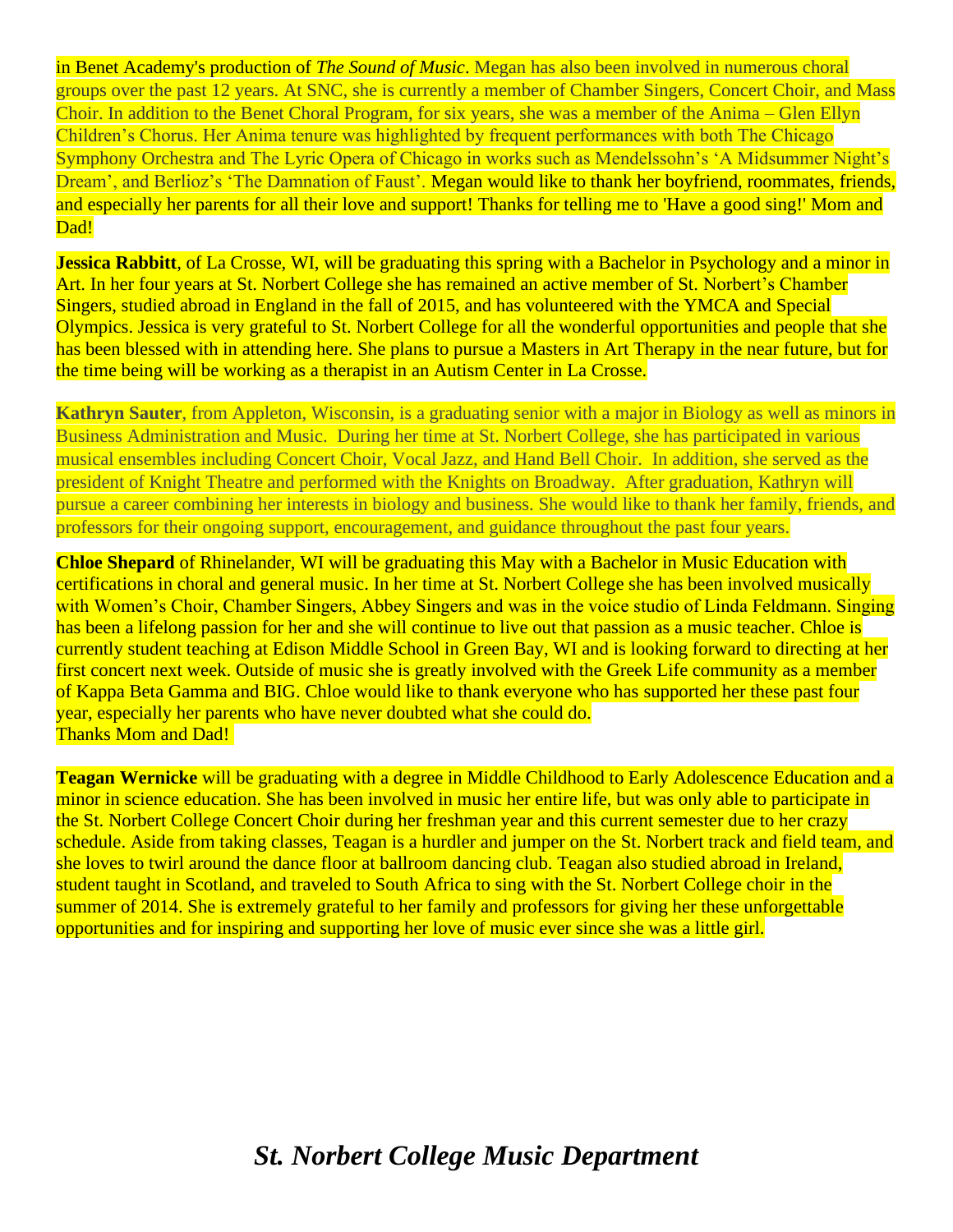in Benet Academy's production of *The Sound of Music*. Megan has also been involved in numerous choral groups over the past 12 years. At SNC, she is currently a member of Chamber Singers, Concert Choir, and Mass Choir. In addition to the Benet Choral Program, for six years, she was a member of the Anima – Glen Ellyn Children's Chorus. Her Anima tenure was highlighted by frequent performances with both The Chicago Symphony Orchestra and The Lyric Opera of Chicago in works such as Mendelssohn's 'A Midsummer Night's Dream', and Berlioz's 'The Damnation of Faust'. Megan would like to thank her boyfriend, roommates, friends, and especially her parents for all their love and support! Thanks for telling me to 'Have a good sing!' Mom and Dad!

**Jessica Rabbitt**, of La Crosse, WI, will be graduating this spring with a Bachelor in Psychology and a minor in Art. In her four years at St. Norbert College she has remained an active member of St. Norbert's Chamber Singers, studied abroad in England in the fall of 2015, and has volunteered with the YMCA and Special Olympics. Jessica is very grateful to St. Norbert College for all the wonderful opportunities and people that she has been blessed with in attending here. She plans to pursue a Masters in Art Therapy in the near future, but for the time being will be working as a therapist in an Autism Center in La Crosse.

**Kathryn Sauter**, from Appleton, Wisconsin, is a graduating senior with a major in Biology as well as minors in Business Administration and Music. During her time at St. Norbert College, she has participated in various musical ensembles including Concert Choir, Vocal Jazz, and Hand Bell Choir. In addition, she served as the president of Knight Theatre and performed with the Knights on Broadway. After graduation, Kathryn will pursue a career combining her interests in biology and business. She would like to thank her family, friends, and professors for their ongoing support, encouragement, and guidance throughout the past four years.

**Chloe Shepard** of Rhinelander, WI will be graduating this May with a Bachelor in Music Education with certifications in choral and general music. In her time at St. Norbert College she has been involved musically with Women's Choir, Chamber Singers, Abbey Singers and was in the voice studio of Linda Feldmann. Singing has been a lifelong passion for her and she will continue to live out that passion as a music teacher. Chloe is currently student teaching at Edison Middle School in Green Bay, WI and is looking forward to directing at her first concert next week. Outside of music she is greatly involved with the Greek Life community as a member of Kappa Beta Gamma and BIG. Chloe would like to thank everyone who has supported her these past four year, especially her parents who have never doubted what she could do.
Thanks Mom and Dad!

**Teagan Wernicke** will be graduating with a degree in Middle Childhood to Early Adolescence Education and a minor in science education. She has been involved in music her entire life, but was only able to participate in the St. Norbert College Concert Choir during her freshman year and this current semester due to her crazy schedule. Aside from taking classes, Teagan is a hurdler and jumper on the St. Norbert track and field team, and she loves to twirl around the dance floor at ballroom dancing club. Teagan also studied abroad in Ireland, student taught in Scotland, and traveled to South Africa to sing with the St. Norbert College choir in the summer of 2014. She is extremely grateful to her family and professors for giving her these unforgettable opportunities and for inspiring and supporting her love of music ever since she was a little girl.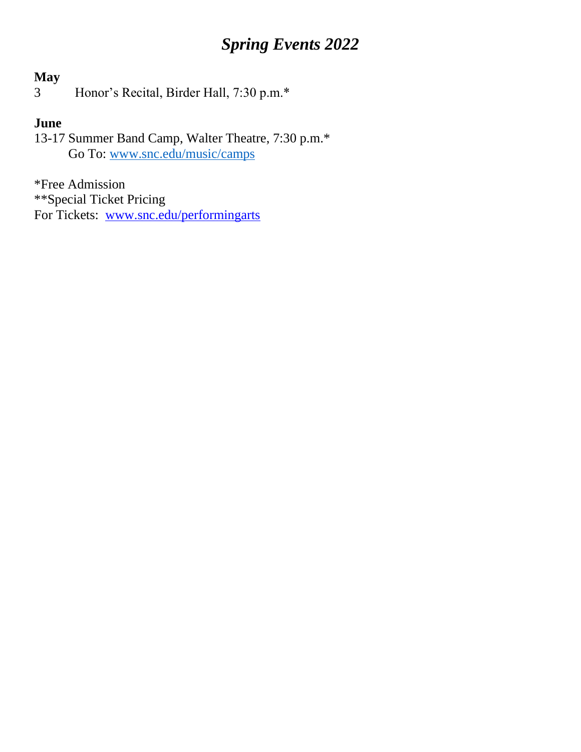# *Spring Events 2022*

**May**

3 Honor's Recital, Birder Hall, 7:30 p.m.*

**June**

13-17 Summer Band Camp, Walter Theatre, 7:30 p.m.*
Go To: www.snc.edu/music/camps

*Free Admission
**Special Ticket Pricing
For Tickets: www.snc.edu/performingarts